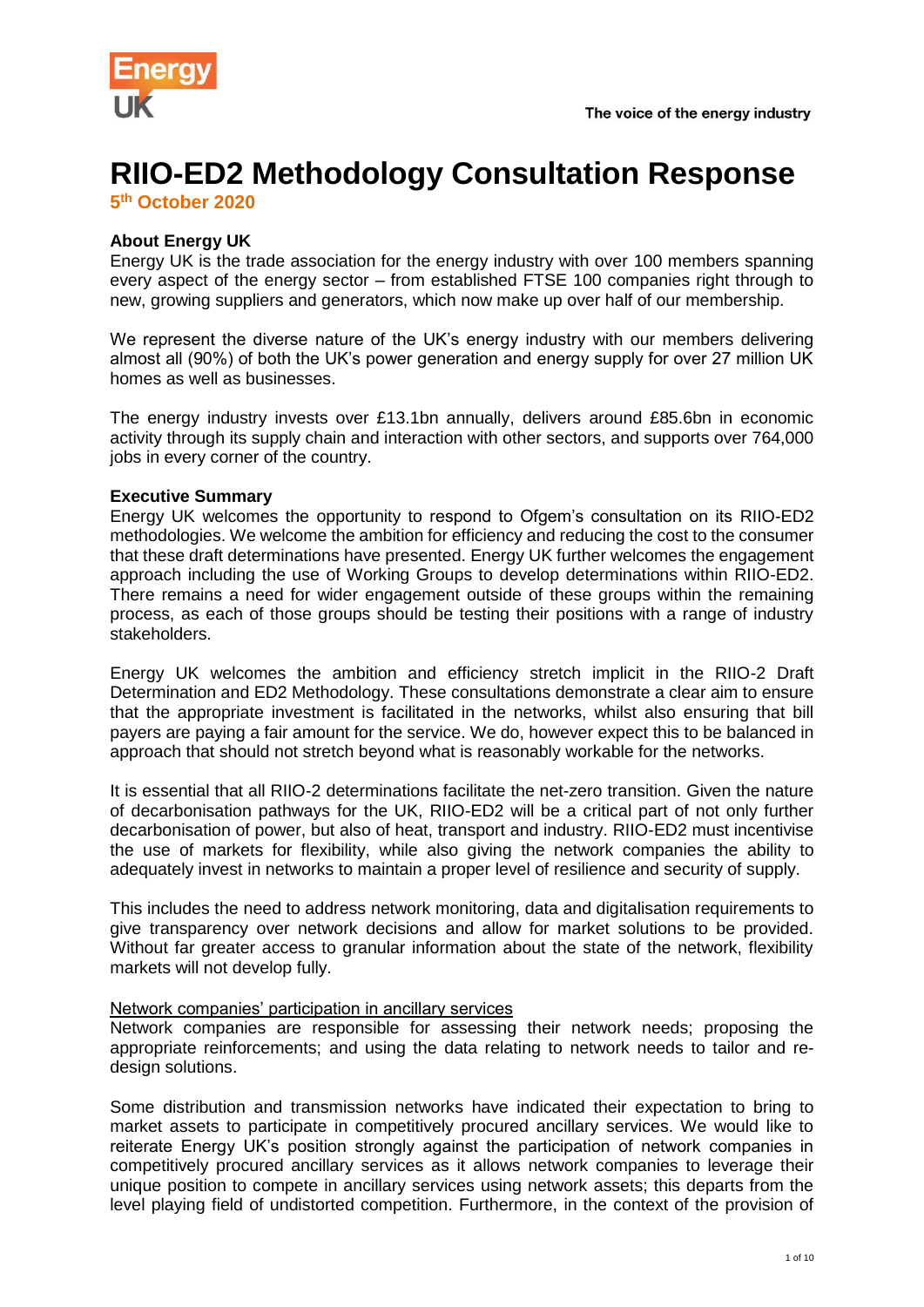# RIIO-ED2 Methodology Consultation Response

**5th October 2020**

**About Energy UK**

Energy UK is the trade association for the energy industry with over 100 members spanning every aspect of the energy sector – from established FTSE 100 companies right through to new, growing suppliers and generators, which now make up over half of our membership.

We represent the diverse nature of the UK's energy industry with our members delivering almost all (90%) of both the UK's power generation and energy supply for over 27 million UK homes as well as businesses.

The energy industry invests over £13.1bn annually, delivers around £85.6bn in economic activity through its supply chain and interaction with other sectors, and supports over 764,000 jobs in every corner of the country.

**Executive Summary**

Energy UK welcomes the opportunity to respond to Ofgem's consultation on its RIIO-ED2 methodologies. We welcome the ambition for efficiency and reducing the cost to the consumer that these draft determinations have presented. Energy UK further welcomes the engagement approach including the use of Working Groups to develop determinations within RIIO-ED2. There remains a need for wider engagement outside of these groups within the remaining process, as each of those groups should be testing their positions with a range of industry stakeholders.

Energy UK welcomes the ambition and efficiency stretch implicit in the RIIO-2 Draft Determination and ED2 Methodology. These consultations demonstrate a clear aim to ensure that the appropriate investment is facilitated in the networks, whilst also ensuring that bill payers are paying a fair amount for the service. We do, however expect this to be balanced in approach that should not stretch beyond what is reasonably workable for the networks.

It is essential that all RIIO-2 determinations facilitate the net-zero transition. Given the nature of decarbonisation pathways for the UK, RIIO-ED2 will be a critical part of not only further decarbonisation of power, but also of heat, transport and industry. RIIO-ED2 must incentivise the use of markets for flexibility, while also giving the network companies the ability to adequately invest in networks to maintain a proper level of resilience and security of supply.

This includes the need to address network monitoring, data and digitalisation requirements to give transparency over network decisions and allow for market solutions to be provided. Without far greater access to granular information about the state of the network, flexibility markets will not develop fully.

<u>Network companies' participation in ancillary services</u>

Network companies are responsible for assessing their network needs; proposing the appropriate reinforcements; and using the data relating to network needs to tailor and re-design solutions.

Some distribution and transmission networks have indicated their expectation to bring to market assets to participate in competitively procured ancillary services. We would like to reiterate Energy UK's position strongly against the participation of network companies in competitively procured ancillary services as it allows network companies to leverage their unique position to compete in ancillary services using network assets; this departs from the level playing field of undistorted competition. Furthermore, in the context of the provision of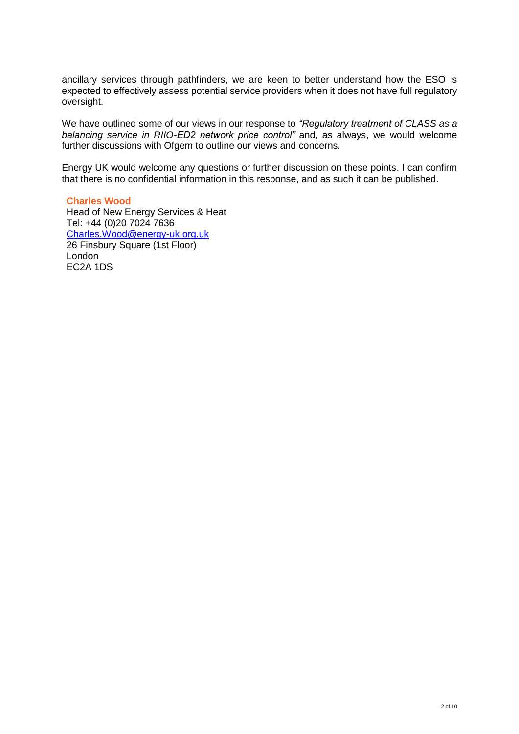ancillary services through pathfinders, we are keen to better understand how the ESO is expected to effectively assess potential service providers when it does not have full regulatory oversight.

We have outlined some of our views in our response to *"Regulatory treatment of CLASS as a balancing service in RIIO-ED2 network price control"* and, as always, we would welcome further discussions with Ofgem to outline our views and concerns.

Energy UK would welcome any questions or further discussion on these points. I can confirm that there is no confidential information in this response, and as such it can be published.

**Charles Wood**
Head of New Energy Services & Heat
Tel: +44 (0)20 7024 7636
Charles.Wood@energy-uk.org.uk
26 Finsbury Square (1st Floor)
London
EC2A 1DS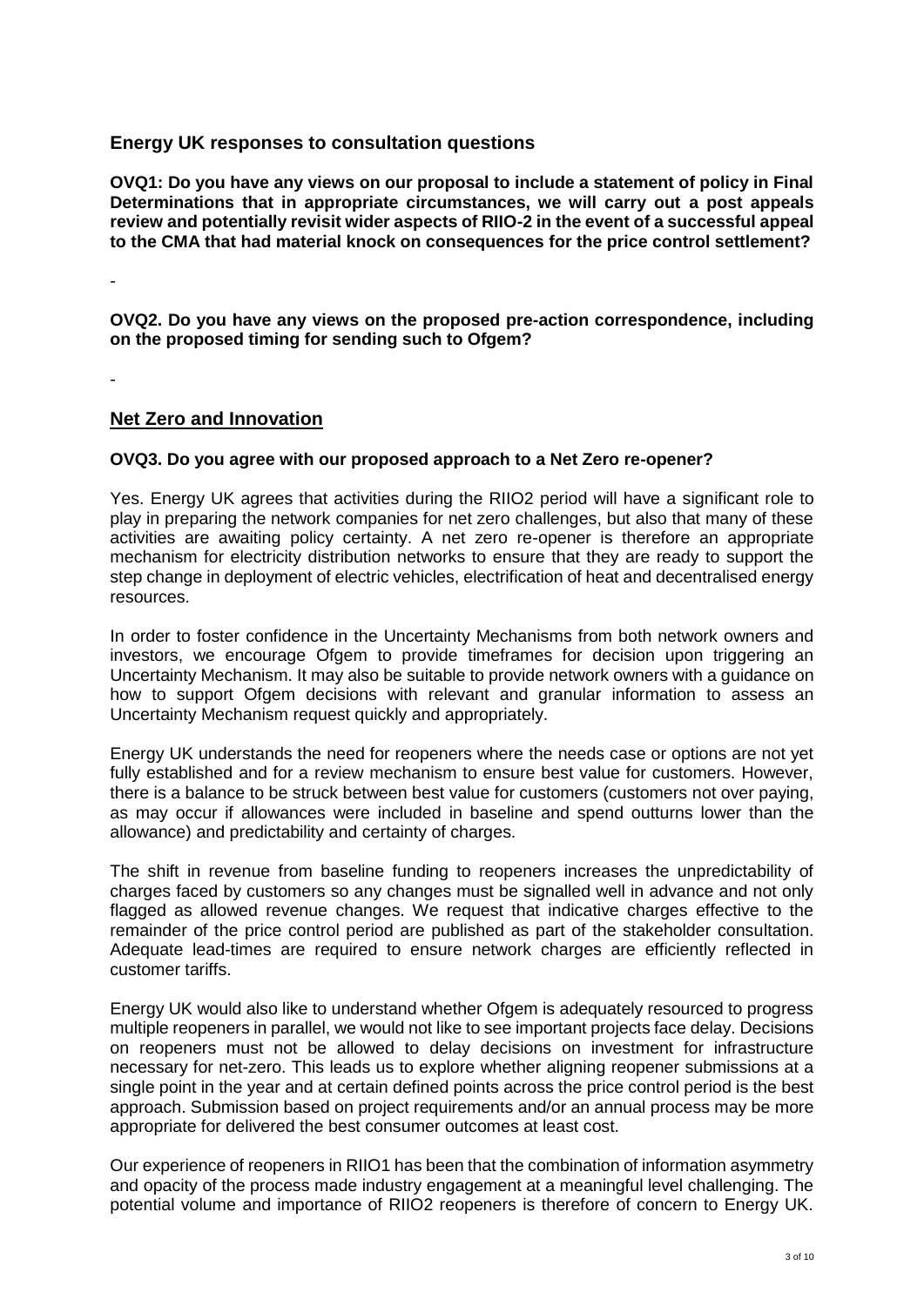## Energy UK responses to consultation questions

**OVQ1: Do you have any views on our proposal to include a statement of policy in Final Determinations that in appropriate circumstances, we will carry out a post appeals review and potentially revisit wider aspects of RIIO-2 in the event of a successful appeal to the CMA that had material knock on consequences for the price control settlement?**

-

**OVQ2. Do you have any views on the proposed pre-action correspondence, including on the proposed timing for sending such to Ofgem?**

-

## Net Zero and Innovation

**OVQ3. Do you agree with our proposed approach to a Net Zero re-opener?**

Yes. Energy UK agrees that activities during the RIIO2 period will have a significant role to play in preparing the network companies for net zero challenges, but also that many of these activities are awaiting policy certainty. A net zero re-opener is therefore an appropriate mechanism for electricity distribution networks to ensure that they are ready to support the step change in deployment of electric vehicles, electrification of heat and decentralised energy resources.

In order to foster confidence in the Uncertainty Mechanisms from both network owners and investors, we encourage Ofgem to provide timeframes for decision upon triggering an Uncertainty Mechanism. It may also be suitable to provide network owners with a guidance on how to support Ofgem decisions with relevant and granular information to assess an Uncertainty Mechanism request quickly and appropriately.

Energy UK understands the need for reopeners where the needs case or options are not yet fully established and for a review mechanism to ensure best value for customers. However, there is a balance to be struck between best value for customers (customers not over paying, as may occur if allowances were included in baseline and spend outturns lower than the allowance) and predictability and certainty of charges.

The shift in revenue from baseline funding to reopeners increases the unpredictability of charges faced by customers so any changes must be signalled well in advance and not only flagged as allowed revenue changes. We request that indicative charges effective to the remainder of the price control period are published as part of the stakeholder consultation. Adequate lead-times are required to ensure network charges are efficiently reflected in customer tariffs.

Energy UK would also like to understand whether Ofgem is adequately resourced to progress multiple reopeners in parallel, we would not like to see important projects face delay. Decisions on reopeners must not be allowed to delay decisions on investment for infrastructure necessary for net-zero. This leads us to explore whether aligning reopener submissions at a single point in the year and at certain defined points across the price control period is the best approach. Submission based on project requirements and/or an annual process may be more appropriate for delivered the best consumer outcomes at least cost.

Our experience of reopeners in RIIO1 has been that the combination of information asymmetry and opacity of the process made industry engagement at a meaningful level challenging. The potential volume and importance of RIIO2 reopeners is therefore of concern to Energy UK.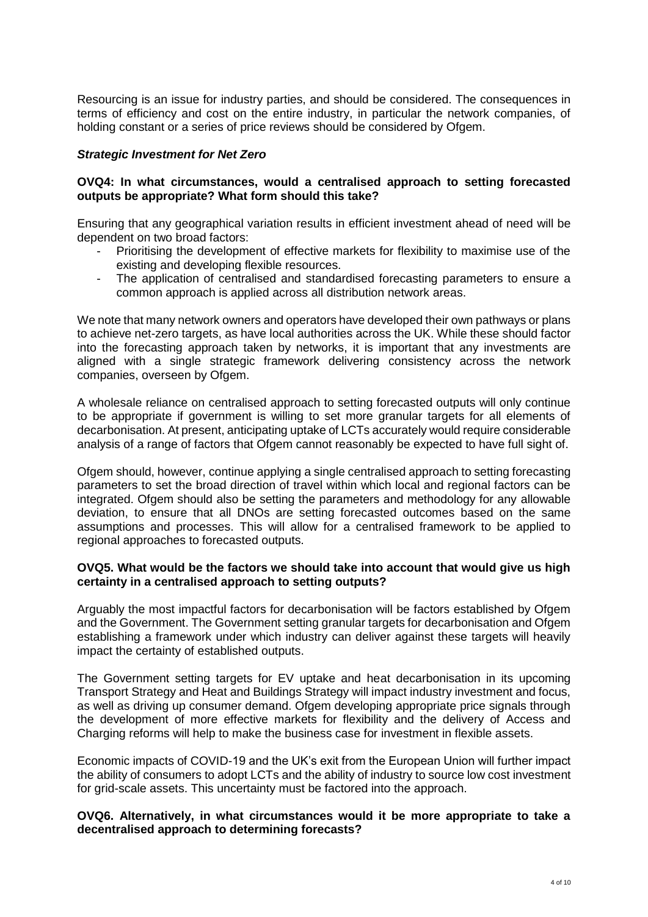Resourcing is an issue for industry parties, and should be considered. The consequences in terms of efficiency and cost on the entire industry, in particular the network companies, of holding constant or a series of price reviews should be considered by Ofgem.

***Strategic Investment for Net Zero***

**OVQ4: In what circumstances, would a centralised approach to setting forecasted outputs be appropriate? What form should this take?**

Ensuring that any geographical variation results in efficient investment ahead of need will be dependent on two broad factors:

- Prioritising the development of effective markets for flexibility to maximise use of the existing and developing flexible resources.
- The application of centralised and standardised forecasting parameters to ensure a common approach is applied across all distribution network areas.

We note that many network owners and operators have developed their own pathways or plans to achieve net-zero targets, as have local authorities across the UK. While these should factor into the forecasting approach taken by networks, it is important that any investments are aligned with a single strategic framework delivering consistency across the network companies, overseen by Ofgem.

A wholesale reliance on centralised approach to setting forecasted outputs will only continue to be appropriate if government is willing to set more granular targets for all elements of decarbonisation. At present, anticipating uptake of LCTs accurately would require considerable analysis of a range of factors that Ofgem cannot reasonably be expected to have full sight of.

Ofgem should, however, continue applying a single centralised approach to setting forecasting parameters to set the broad direction of travel within which local and regional factors can be integrated. Ofgem should also be setting the parameters and methodology for any allowable deviation, to ensure that all DNOs are setting forecasted outcomes based on the same assumptions and processes. This will allow for a centralised framework to be applied to regional approaches to forecasted outputs.

**OVQ5. What would be the factors we should take into account that would give us high certainty in a centralised approach to setting outputs?**

Arguably the most impactful factors for decarbonisation will be factors established by Ofgem and the Government. The Government setting granular targets for decarbonisation and Ofgem establishing a framework under which industry can deliver against these targets will heavily impact the certainty of established outputs.

The Government setting targets for EV uptake and heat decarbonisation in its upcoming Transport Strategy and Heat and Buildings Strategy will impact industry investment and focus, as well as driving up consumer demand. Ofgem developing appropriate price signals through the development of more effective markets for flexibility and the delivery of Access and Charging reforms will help to make the business case for investment in flexible assets.

Economic impacts of COVID-19 and the UK's exit from the European Union will further impact the ability of consumers to adopt LCTs and the ability of industry to source low cost investment for grid-scale assets. This uncertainty must be factored into the approach.

**OVQ6. Alternatively, in what circumstances would it be more appropriate to take a decentralised approach to determining forecasts?**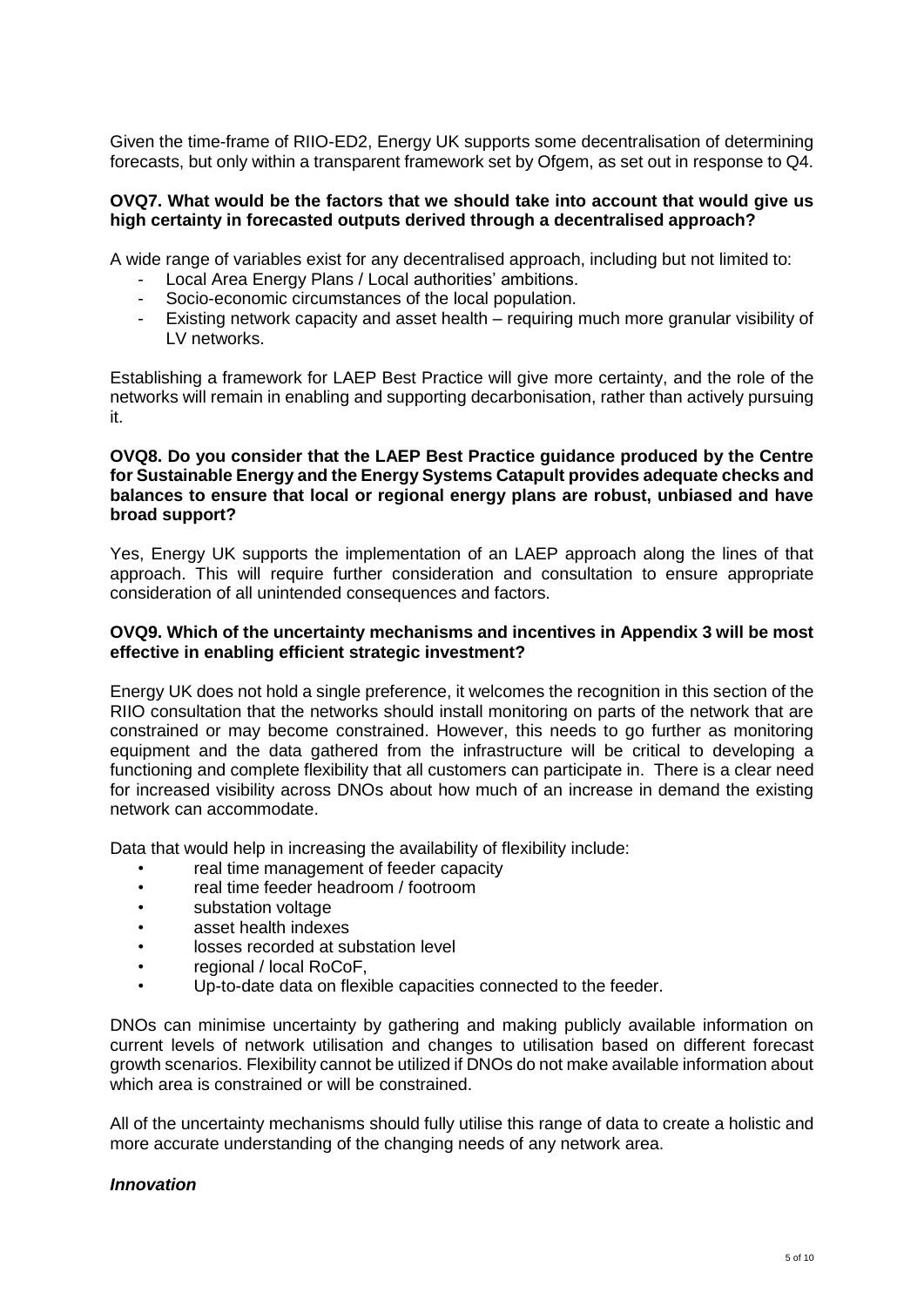Given the time-frame of RIIO-ED2, Energy UK supports some decentralisation of determining forecasts, but only within a transparent framework set by Ofgem, as set out in response to Q4.

**OVQ7. What would be the factors that we should take into account that would give us high certainty in forecasted outputs derived through a decentralised approach?**

A wide range of variables exist for any decentralised approach, including but not limited to:

- Local Area Energy Plans / Local authorities' ambitions.
- Socio-economic circumstances of the local population.
- Existing network capacity and asset health – requiring much more granular visibility of LV networks.

Establishing a framework for LAEP Best Practice will give more certainty, and the role of the networks will remain in enabling and supporting decarbonisation, rather than actively pursuing it.

**OVQ8. Do you consider that the LAEP Best Practice guidance produced by the Centre for Sustainable Energy and the Energy Systems Catapult provides adequate checks and balances to ensure that local or regional energy plans are robust, unbiased and have broad support?**

Yes, Energy UK supports the implementation of an LAEP approach along the lines of that approach. This will require further consideration and consultation to ensure appropriate consideration of all unintended consequences and factors.

**OVQ9. Which of the uncertainty mechanisms and incentives in Appendix 3 will be most effective in enabling efficient strategic investment?**

Energy UK does not hold a single preference, it welcomes the recognition in this section of the RIIO consultation that the networks should install monitoring on parts of the network that are constrained or may become constrained. However, this needs to go further as monitoring equipment and the data gathered from the infrastructure will be critical to developing a functioning and complete flexibility that all customers can participate in. There is a clear need for increased visibility across DNOs about how much of an increase in demand the existing network can accommodate.

Data that would help in increasing the availability of flexibility include:

- real time management of feeder capacity
- real time feeder headroom / footroom
- substation voltage
- asset health indexes
- losses recorded at substation level
- regional / local RoCoF,
- Up-to-date data on flexible capacities connected to the feeder.

DNOs can minimise uncertainty by gathering and making publicly available information on current levels of network utilisation and changes to utilisation based on different forecast growth scenarios. Flexibility cannot be utilized if DNOs do not make available information about which area is constrained or will be constrained.

All of the uncertainty mechanisms should fully utilise this range of data to create a holistic and more accurate understanding of the changing needs of any network area.

***Innovation***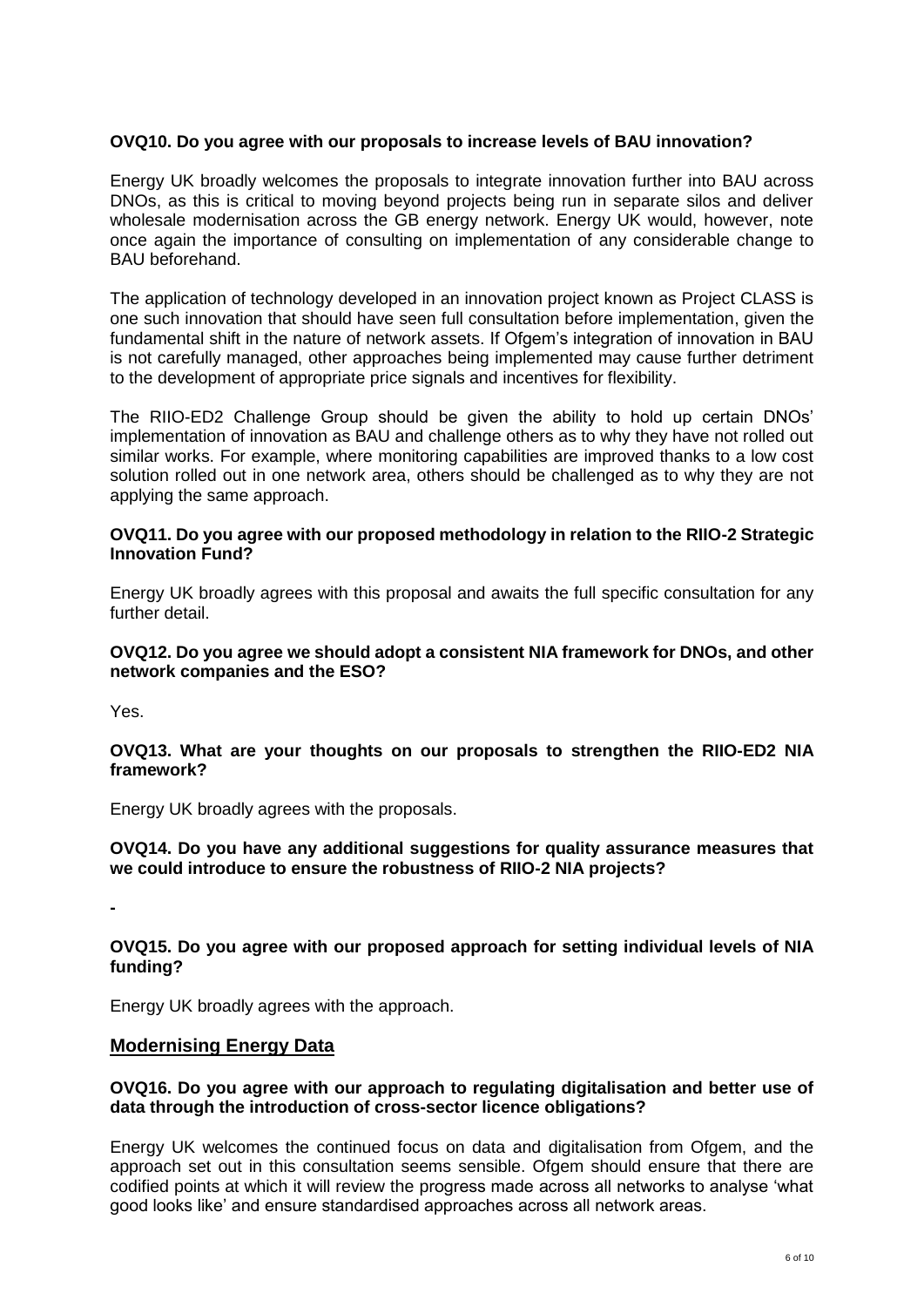**OVQ10. Do you agree with our proposals to increase levels of BAU innovation?**

Energy UK broadly welcomes the proposals to integrate innovation further into BAU across DNOs, as this is critical to moving beyond projects being run in separate silos and deliver wholesale modernisation across the GB energy network. Energy UK would, however, note once again the importance of consulting on implementation of any considerable change to BAU beforehand.

The application of technology developed in an innovation project known as Project CLASS is one such innovation that should have seen full consultation before implementation, given the fundamental shift in the nature of network assets. If Ofgem's integration of innovation in BAU is not carefully managed, other approaches being implemented may cause further detriment to the development of appropriate price signals and incentives for flexibility.

The RIIO-ED2 Challenge Group should be given the ability to hold up certain DNOs' implementation of innovation as BAU and challenge others as to why they have not rolled out similar works. For example, where monitoring capabilities are improved thanks to a low cost solution rolled out in one network area, others should be challenged as to why they are not applying the same approach.

**OVQ11. Do you agree with our proposed methodology in relation to the RIIO-2 Strategic Innovation Fund?**

Energy UK broadly agrees with this proposal and awaits the full specific consultation for any further detail.

**OVQ12. Do you agree we should adopt a consistent NIA framework for DNOs, and other network companies and the ESO?**

Yes.

**OVQ13. What are your thoughts on our proposals to strengthen the RIIO-ED2 NIA framework?**

Energy UK broadly agrees with the proposals.

**OVQ14. Do you have any additional suggestions for quality assurance measures that we could introduce to ensure the robustness of RIIO-2 NIA projects?**

-

**OVQ15. Do you agree with our proposed approach for setting individual levels of NIA funding?**

Energy UK broadly agrees with the approach.

## Modernising Energy Data

**OVQ16. Do you agree with our approach to regulating digitalisation and better use of data through the introduction of cross-sector licence obligations?**

Energy UK welcomes the continued focus on data and digitalisation from Ofgem, and the approach set out in this consultation seems sensible. Ofgem should ensure that there are codified points at which it will review the progress made across all networks to analyse 'what good looks like' and ensure standardised approaches across all network areas.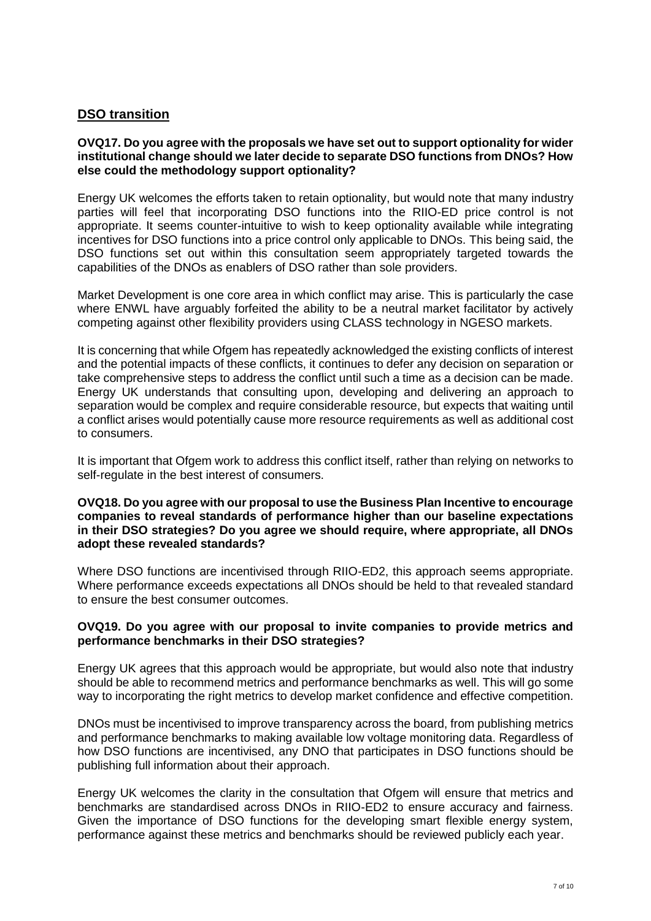## DSO transition

**OVQ17. Do you agree with the proposals we have set out to support optionality for wider institutional change should we later decide to separate DSO functions from DNOs? How else could the methodology support optionality?**

Energy UK welcomes the efforts taken to retain optionality, but would note that many industry parties will feel that incorporating DSO functions into the RIIO-ED price control is not appropriate. It seems counter-intuitive to wish to keep optionality available while integrating incentives for DSO functions into a price control only applicable to DNOs. This being said, the DSO functions set out within this consultation seem appropriately targeted towards the capabilities of the DNOs as enablers of DSO rather than sole providers.

Market Development is one core area in which conflict may arise. This is particularly the case where ENWL have arguably forfeited the ability to be a neutral market facilitator by actively competing against other flexibility providers using CLASS technology in NGESO markets.

It is concerning that while Ofgem has repeatedly acknowledged the existing conflicts of interest and the potential impacts of these conflicts, it continues to defer any decision on separation or take comprehensive steps to address the conflict until such a time as a decision can be made. Energy UK understands that consulting upon, developing and delivering an approach to separation would be complex and require considerable resource, but expects that waiting until a conflict arises would potentially cause more resource requirements as well as additional cost to consumers.

It is important that Ofgem work to address this conflict itself, rather than relying on networks to self-regulate in the best interest of consumers.

**OVQ18. Do you agree with our proposal to use the Business Plan Incentive to encourage companies to reveal standards of performance higher than our baseline expectations in their DSO strategies? Do you agree we should require, where appropriate, all DNOs adopt these revealed standards?**

Where DSO functions are incentivised through RIIO-ED2, this approach seems appropriate. Where performance exceeds expectations all DNOs should be held to that revealed standard to ensure the best consumer outcomes.

**OVQ19. Do you agree with our proposal to invite companies to provide metrics and performance benchmarks in their DSO strategies?**

Energy UK agrees that this approach would be appropriate, but would also note that industry should be able to recommend metrics and performance benchmarks as well. This will go some way to incorporating the right metrics to develop market confidence and effective competition.

DNOs must be incentivised to improve transparency across the board, from publishing metrics and performance benchmarks to making available low voltage monitoring data. Regardless of how DSO functions are incentivised, any DNO that participates in DSO functions should be publishing full information about their approach.

Energy UK welcomes the clarity in the consultation that Ofgem will ensure that metrics and benchmarks are standardised across DNOs in RIIO-ED2 to ensure accuracy and fairness. Given the importance of DSO functions for the developing smart flexible energy system, performance against these metrics and benchmarks should be reviewed publicly each year.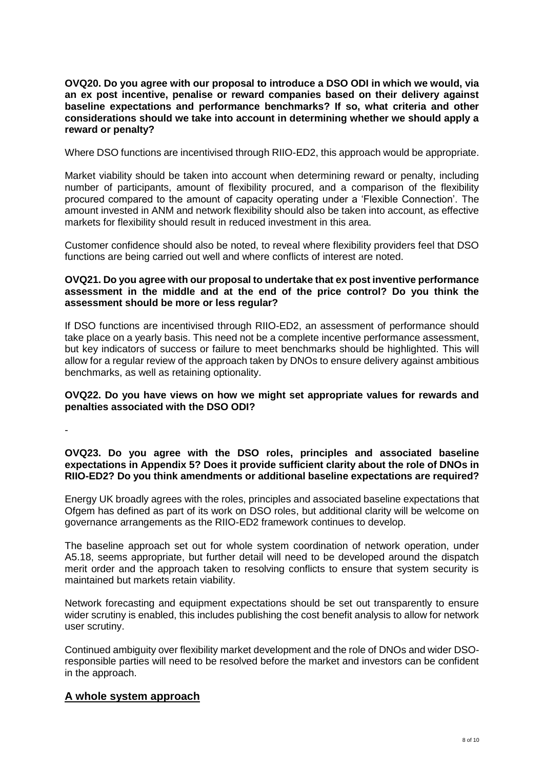**OVQ20. Do you agree with our proposal to introduce a DSO ODI in which we would, via an ex post incentive, penalise or reward companies based on their delivery against baseline expectations and performance benchmarks? If so, what criteria and other considerations should we take into account in determining whether we should apply a reward or penalty?**

Where DSO functions are incentivised through RIIO-ED2, this approach would be appropriate.

Market viability should be taken into account when determining reward or penalty, including number of participants, amount of flexibility procured, and a comparison of the flexibility procured compared to the amount of capacity operating under a 'Flexible Connection'. The amount invested in ANM and network flexibility should also be taken into account, as effective markets for flexibility should result in reduced investment in this area.

Customer confidence should also be noted, to reveal where flexibility providers feel that DSO functions are being carried out well and where conflicts of interest are noted.

**OVQ21. Do you agree with our proposal to undertake that ex post inventive performance assessment in the middle and at the end of the price control? Do you think the assessment should be more or less regular?**

If DSO functions are incentivised through RIIO-ED2, an assessment of performance should take place on a yearly basis. This need not be a complete incentive performance assessment, but key indicators of success or failure to meet benchmarks should be highlighted. This will allow for a regular review of the approach taken by DNOs to ensure delivery against ambitious benchmarks, as well as retaining optionality.

**OVQ22. Do you have views on how we might set appropriate values for rewards and penalties associated with the DSO ODI?**

-

**OVQ23. Do you agree with the DSO roles, principles and associated baseline expectations in Appendix 5? Does it provide sufficient clarity about the role of DNOs in RIIO-ED2? Do you think amendments or additional baseline expectations are required?**

Energy UK broadly agrees with the roles, principles and associated baseline expectations that Ofgem has defined as part of its work on DSO roles, but additional clarity will be welcome on governance arrangements as the RIIO-ED2 framework continues to develop.

The baseline approach set out for whole system coordination of network operation, under A5.18, seems appropriate, but further detail will need to be developed around the dispatch merit order and the approach taken to resolving conflicts to ensure that system security is maintained but markets retain viability.

Network forecasting and equipment expectations should be set out transparently to ensure wider scrutiny is enabled, this includes publishing the cost benefit analysis to allow for network user scrutiny.

Continued ambiguity over flexibility market development and the role of DNOs and wider DSO-responsible parties will need to be resolved before the market and investors can be confident in the approach.

## A whole system approach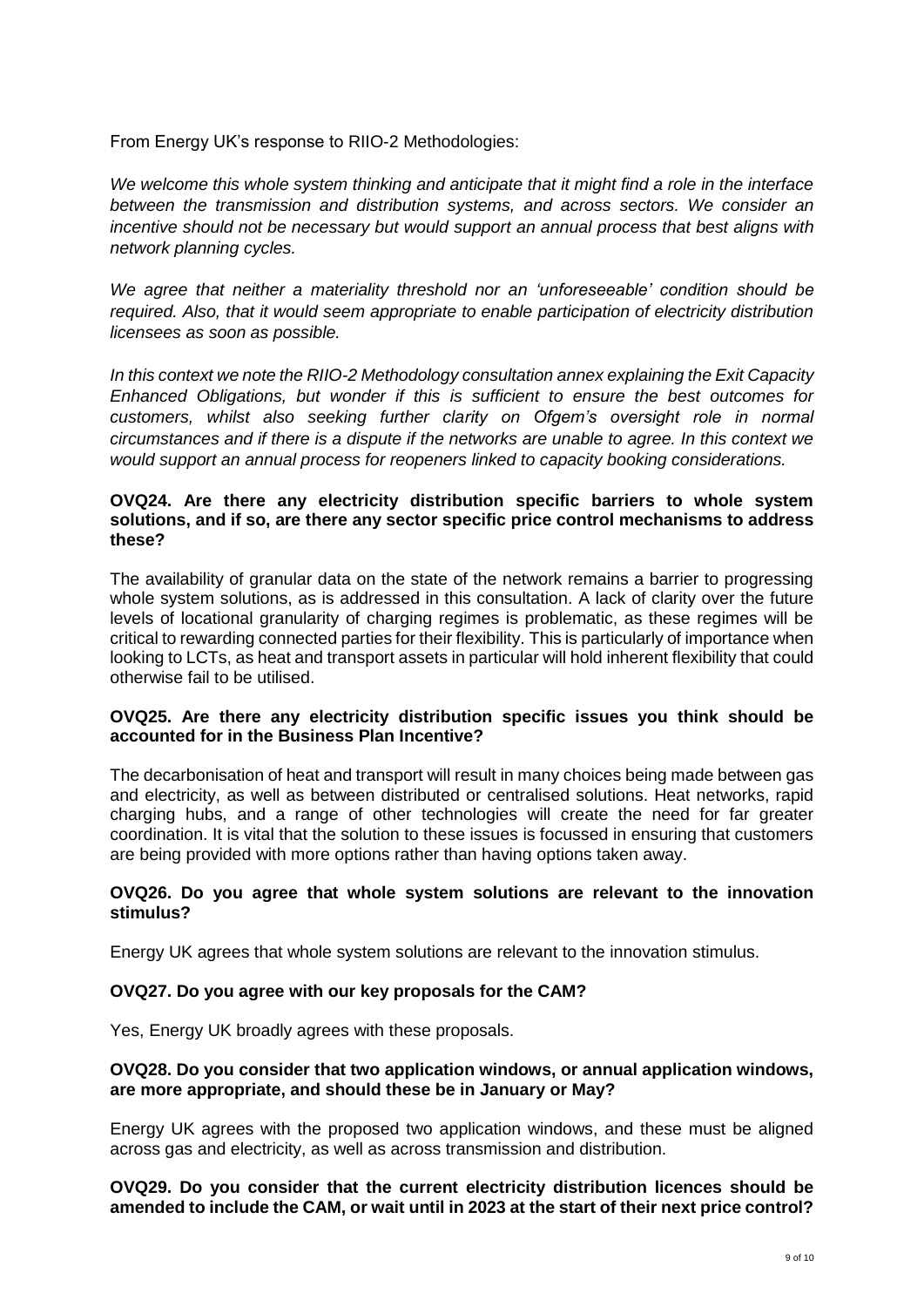From Energy UK's response to RIIO-2 Methodologies:

*We welcome this whole system thinking and anticipate that it might find a role in the interface between the transmission and distribution systems, and across sectors. We consider an incentive should not be necessary but would support an annual process that best aligns with network planning cycles.*

*We agree that neither a materiality threshold nor an 'unforeseeable' condition should be required. Also, that it would seem appropriate to enable participation of electricity distribution licensees as soon as possible.*

*In this context we note the RIIO-2 Methodology consultation annex explaining the Exit Capacity Enhanced Obligations, but wonder if this is sufficient to ensure the best outcomes for customers, whilst also seeking further clarity on Ofgem's oversight role in normal circumstances and if there is a dispute if the networks are unable to agree. In this context we would support an annual process for reopeners linked to capacity booking considerations.*

**OVQ24. Are there any electricity distribution specific barriers to whole system solutions, and if so, are there any sector specific price control mechanisms to address these?**

The availability of granular data on the state of the network remains a barrier to progressing whole system solutions, as is addressed in this consultation. A lack of clarity over the future levels of locational granularity of charging regimes is problematic, as these regimes will be critical to rewarding connected parties for their flexibility. This is particularly of importance when looking to LCTs, as heat and transport assets in particular will hold inherent flexibility that could otherwise fail to be utilised.

**OVQ25. Are there any electricity distribution specific issues you think should be accounted for in the Business Plan Incentive?**

The decarbonisation of heat and transport will result in many choices being made between gas and electricity, as well as between distributed or centralised solutions. Heat networks, rapid charging hubs, and a range of other technologies will create the need for far greater coordination. It is vital that the solution to these issues is focussed in ensuring that customers are being provided with more options rather than having options taken away.

**OVQ26. Do you agree that whole system solutions are relevant to the innovation stimulus?**

Energy UK agrees that whole system solutions are relevant to the innovation stimulus.

**OVQ27. Do you agree with our key proposals for the CAM?**

Yes, Energy UK broadly agrees with these proposals.

**OVQ28. Do you consider that two application windows, or annual application windows, are more appropriate, and should these be in January or May?**

Energy UK agrees with the proposed two application windows, and these must be aligned across gas and electricity, as well as across transmission and distribution.

**OVQ29. Do you consider that the current electricity distribution licences should be amended to include the CAM, or wait until in 2023 at the start of their next price control?**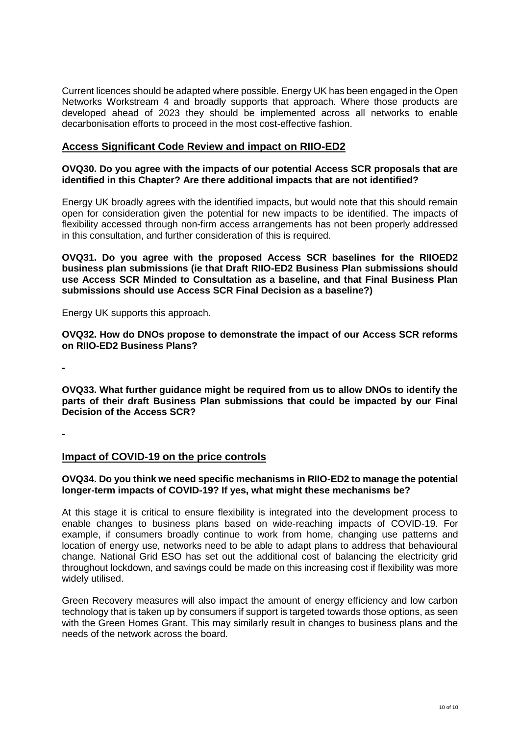Current licences should be adapted where possible. Energy UK has been engaged in the Open Networks Workstream 4 and broadly supports that approach. Where those products are developed ahead of 2023 they should be implemented across all networks to enable decarbonisation efforts to proceed in the most cost-effective fashion.

## Access Significant Code Review and impact on RIIO-ED2

**OVQ30. Do you agree with the impacts of our potential Access SCR proposals that are identified in this Chapter? Are there additional impacts that are not identified?**

Energy UK broadly agrees with the identified impacts, but would note that this should remain open for consideration given the potential for new impacts to be identified. The impacts of flexibility accessed through non-firm access arrangements has not been properly addressed in this consultation, and further consideration of this is required.

**OVQ31. Do you agree with the proposed Access SCR baselines for the RIIOED2 business plan submissions (ie that Draft RIIO-ED2 Business Plan submissions should use Access SCR Minded to Consultation as a baseline, and that Final Business Plan submissions should use Access SCR Final Decision as a baseline?)**

Energy UK supports this approach.

**OVQ32. How do DNOs propose to demonstrate the impact of our Access SCR reforms on RIIO-ED2 Business Plans?**

-

**OVQ33. What further guidance might be required from us to allow DNOs to identify the parts of their draft Business Plan submissions that could be impacted by our Final Decision of the Access SCR?**

-

## Impact of COVID-19 on the price controls

**OVQ34. Do you think we need specific mechanisms in RIIO-ED2 to manage the potential longer-term impacts of COVID-19? If yes, what might these mechanisms be?**

At this stage it is critical to ensure flexibility is integrated into the development process to enable changes to business plans based on wide-reaching impacts of COVID-19. For example, if consumers broadly continue to work from home, changing use patterns and location of energy use, networks need to be able to adapt plans to address that behavioural change. National Grid ESO has set out the additional cost of balancing the electricity grid throughout lockdown, and savings could be made on this increasing cost if flexibility was more widely utilised.

Green Recovery measures will also impact the amount of energy efficiency and low carbon technology that is taken up by consumers if support is targeted towards those options, as seen with the Green Homes Grant. This may similarly result in changes to business plans and the needs of the network across the board.